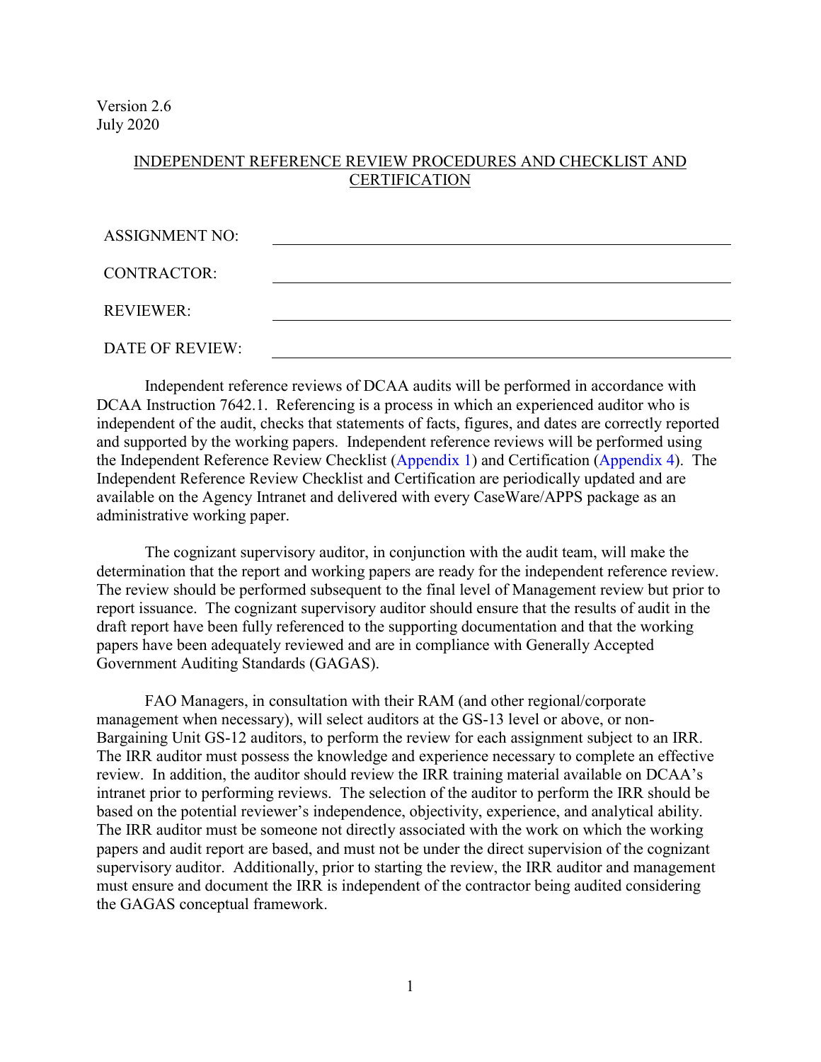Version 2.6
July 2020

# INDEPENDENT REFERENCE REVIEW PROCEDURES AND CHECKLIST AND CERTIFICATION

| | |
|---|---|
| ASSIGNMENT NO: | |
| CONTRACTOR: | |
| REVIEWER: | |
| DATE OF REVIEW: | |

Independent reference reviews of DCAA audits will be performed in accordance with DCAA Instruction 7642.1. Referencing is a process in which an experienced auditor who is independent of the audit, checks that statements of facts, figures, and dates are correctly reported and supported by the working papers. Independent reference reviews will be performed using the Independent Reference Review Checklist (Appendix 1) and Certification (Appendix 4). The Independent Reference Review Checklist and Certification are periodically updated and are available on the Agency Intranet and delivered with every CaseWare/APPS package as an administrative working paper.

The cognizant supervisory auditor, in conjunction with the audit team, will make the determination that the report and working papers are ready for the independent reference review. The review should be performed subsequent to the final level of Management review but prior to report issuance. The cognizant supervisory auditor should ensure that the results of audit in the draft report have been fully referenced to the supporting documentation and that the working papers have been adequately reviewed and are in compliance with Generally Accepted Government Auditing Standards (GAGAS).

FAO Managers, in consultation with their RAM (and other regional/corporate management when necessary), will select auditors at the GS-13 level or above, or non-Bargaining Unit GS-12 auditors, to perform the review for each assignment subject to an IRR. The IRR auditor must possess the knowledge and experience necessary to complete an effective review. In addition, the auditor should review the IRR training material available on DCAA's intranet prior to performing reviews. The selection of the auditor to perform the IRR should be based on the potential reviewer's independence, objectivity, experience, and analytical ability. The IRR auditor must be someone not directly associated with the work on which the working papers and audit report are based, and must not be under the direct supervision of the cognizant supervisory auditor. Additionally, prior to starting the review, the IRR auditor and management must ensure and document the IRR is independent of the contractor being audited considering the GAGAS conceptual framework.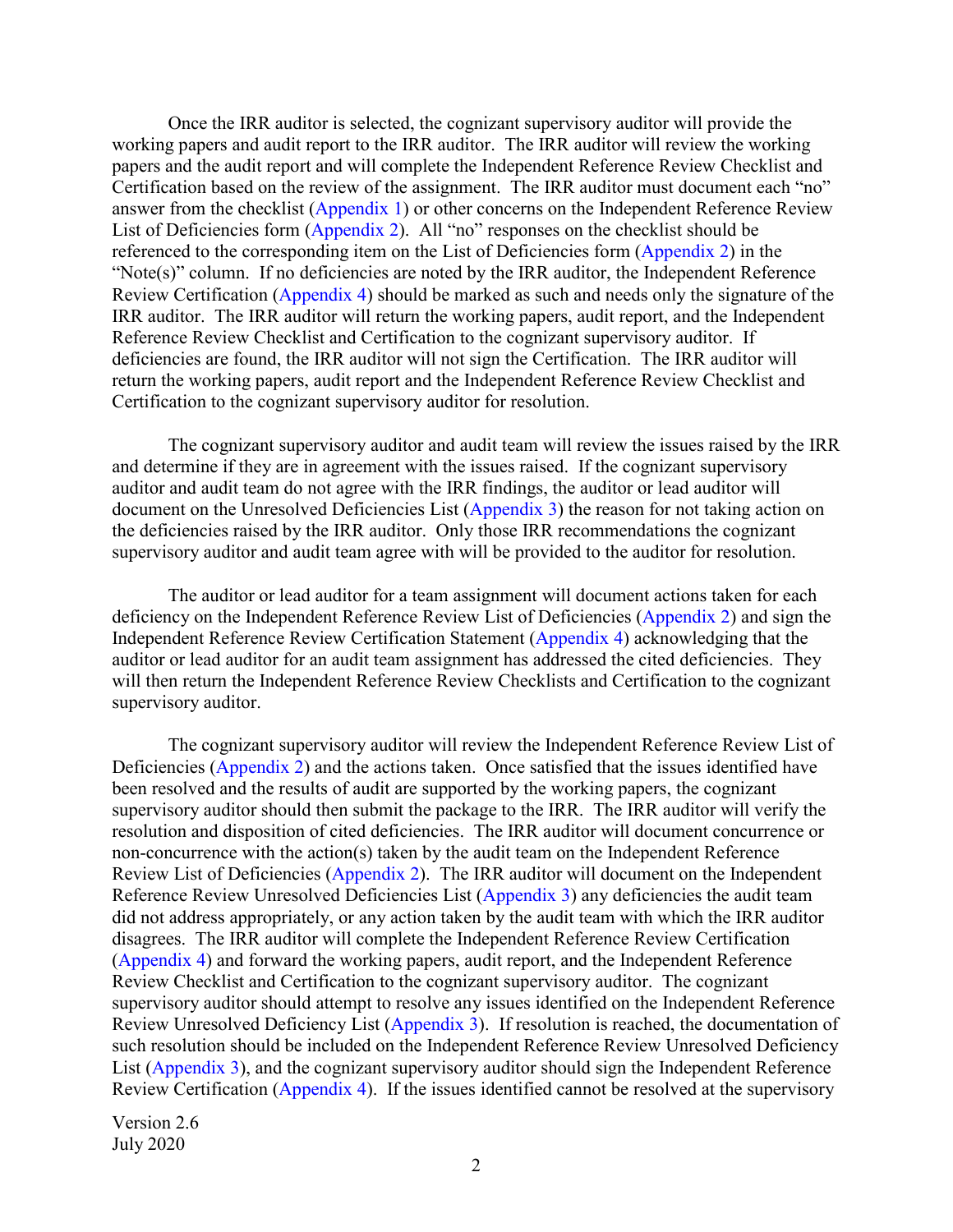Once the IRR auditor is selected, the cognizant supervisory auditor will provide the working papers and audit report to the IRR auditor. The IRR auditor will review the working papers and the audit report and will complete the Independent Reference Review Checklist and Certification based on the review of the assignment. The IRR auditor must document each "no" answer from the checklist (Appendix 1) or other concerns on the Independent Reference Review List of Deficiencies form (Appendix 2). All "no" responses on the checklist should be referenced to the corresponding item on the List of Deficiencies form (Appendix 2) in the "Note(s)" column. If no deficiencies are noted by the IRR auditor, the Independent Reference Review Certification (Appendix 4) should be marked as such and needs only the signature of the IRR auditor. The IRR auditor will return the working papers, audit report, and the Independent Reference Review Checklist and Certification to the cognizant supervisory auditor. If deficiencies are found, the IRR auditor will not sign the Certification. The IRR auditor will return the working papers, audit report and the Independent Reference Review Checklist and Certification to the cognizant supervisory auditor for resolution.

The cognizant supervisory auditor and audit team will review the issues raised by the IRR and determine if they are in agreement with the issues raised. If the cognizant supervisory auditor and audit team do not agree with the IRR findings, the auditor or lead auditor will document on the Unresolved Deficiencies List (Appendix 3) the reason for not taking action on the deficiencies raised by the IRR auditor. Only those IRR recommendations the cognizant supervisory auditor and audit team agree with will be provided to the auditor for resolution.

The auditor or lead auditor for a team assignment will document actions taken for each deficiency on the Independent Reference Review List of Deficiencies (Appendix 2) and sign the Independent Reference Review Certification Statement (Appendix 4) acknowledging that the auditor or lead auditor for an audit team assignment has addressed the cited deficiencies. They will then return the Independent Reference Review Checklists and Certification to the cognizant supervisory auditor.

The cognizant supervisory auditor will review the Independent Reference Review List of Deficiencies (Appendix 2) and the actions taken. Once satisfied that the issues identified have been resolved and the results of audit are supported by the working papers, the cognizant supervisory auditor should then submit the package to the IRR. The IRR auditor will verify the resolution and disposition of cited deficiencies. The IRR auditor will document concurrence or non-concurrence with the action(s) taken by the audit team on the Independent Reference Review List of Deficiencies (Appendix 2). The IRR auditor will document on the Independent Reference Review Unresolved Deficiencies List (Appendix 3) any deficiencies the audit team did not address appropriately, or any action taken by the audit team with which the IRR auditor disagrees. The IRR auditor will complete the Independent Reference Review Certification (Appendix 4) and forward the working papers, audit report, and the Independent Reference Review Checklist and Certification to the cognizant supervisory auditor. The cognizant supervisory auditor should attempt to resolve any issues identified on the Independent Reference Review Unresolved Deficiency List (Appendix 3). If resolution is reached, the documentation of such resolution should be included on the Independent Reference Review Unresolved Deficiency List (Appendix 3), and the cognizant supervisory auditor should sign the Independent Reference Review Certification (Appendix 4). If the issues identified cannot be resolved at the supervisory

Version 2.6
July 2020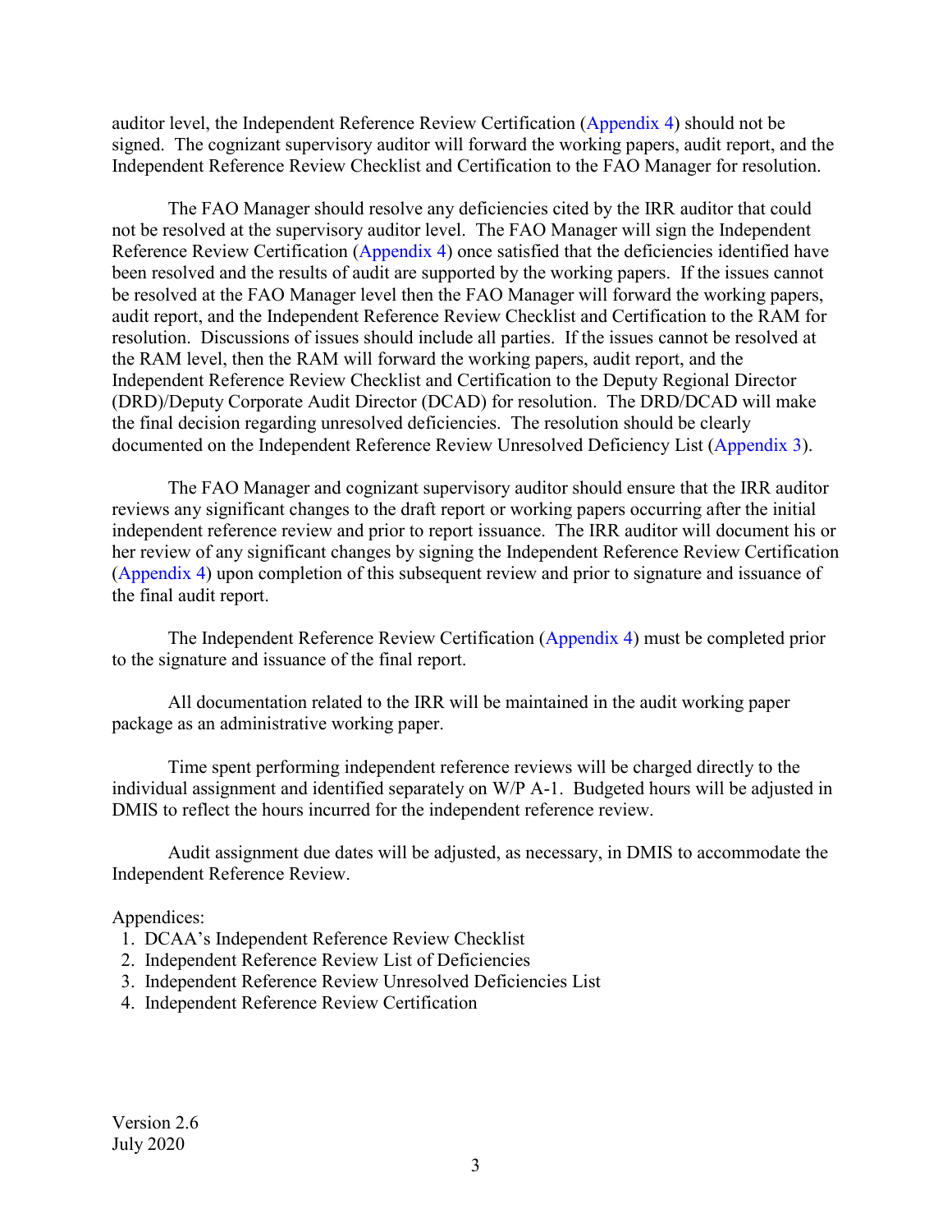auditor level, the Independent Reference Review Certification (Appendix 4) should not be signed. The cognizant supervisory auditor will forward the working papers, audit report, and the Independent Reference Review Checklist and Certification to the FAO Manager for resolution.

The FAO Manager should resolve any deficiencies cited by the IRR auditor that could not be resolved at the supervisory auditor level. The FAO Manager will sign the Independent Reference Review Certification (Appendix 4) once satisfied that the deficiencies identified have been resolved and the results of audit are supported by the working papers. If the issues cannot be resolved at the FAO Manager level then the FAO Manager will forward the working papers, audit report, and the Independent Reference Review Checklist and Certification to the RAM for resolution. Discussions of issues should include all parties. If the issues cannot be resolved at the RAM level, then the RAM will forward the working papers, audit report, and the Independent Reference Review Checklist and Certification to the Deputy Regional Director (DRD)/Deputy Corporate Audit Director (DCAD) for resolution. The DRD/DCAD will make the final decision regarding unresolved deficiencies. The resolution should be clearly documented on the Independent Reference Review Unresolved Deficiency List (Appendix 3).

The FAO Manager and cognizant supervisory auditor should ensure that the IRR auditor reviews any significant changes to the draft report or working papers occurring after the initial independent reference review and prior to report issuance. The IRR auditor will document his or her review of any significant changes by signing the Independent Reference Review Certification (Appendix 4) upon completion of this subsequent review and prior to signature and issuance of the final audit report.

The Independent Reference Review Certification (Appendix 4) must be completed prior to the signature and issuance of the final report.

All documentation related to the IRR will be maintained in the audit working paper package as an administrative working paper.

Time spent performing independent reference reviews will be charged directly to the individual assignment and identified separately on W/P A-1. Budgeted hours will be adjusted in DMIS to reflect the hours incurred for the independent reference review.

Audit assignment due dates will be adjusted, as necessary, in DMIS to accommodate the Independent Reference Review.

Appendices:

1. DCAA's Independent Reference Review Checklist
2. Independent Reference Review List of Deficiencies
3. Independent Reference Review Unresolved Deficiencies List
4. Independent Reference Review Certification

Version 2.6
July 2020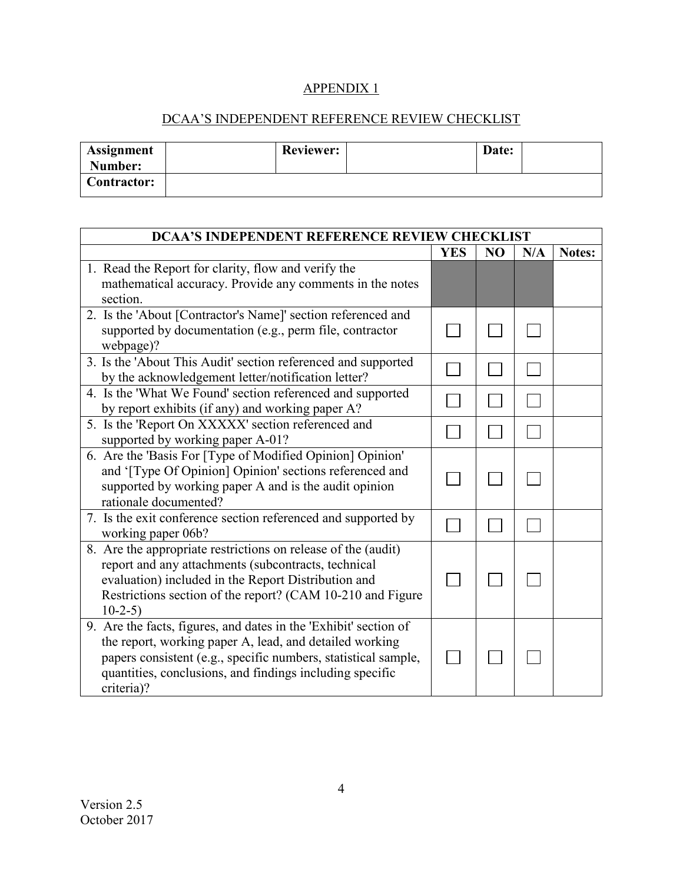APPENDIX 1

DCAA'S INDEPENDENT REFERENCE REVIEW CHECKLIST

| **Assignment Number:** | | **Reviewer:** | | **Date:** | |
|---|---|---|---|---|---|
| **Contractor:** | | | | | |

| **DCAA'S INDEPENDENT REFERENCE REVIEW CHECKLIST** | | | | |
|---|---|---|---|---|
| | **YES** | **NO** | **N/A** | **Notes:** |
| 1. Read the Report for clarity, flow and verify the mathematical accuracy. Provide any comments in the notes section. | | | | |
| 2. Is the 'About [Contractor's Name]' section referenced and supported by documentation (e.g., perm file, contractor webpage)? | ☐ | ☐ | ☐ | |
| 3. Is the 'About This Audit' section referenced and supported by the acknowledgement letter/notification letter? | ☐ | ☐ | ☐ | |
| 4. Is the 'What We Found' section referenced and supported by report exhibits (if any) and working paper A? | ☐ | ☐ | ☐ | |
| 5. Is the 'Report On XXXXX' section referenced and supported by working paper A-01? | ☐ | ☐ | ☐ | |
| 6. Are the 'Basis For [Type of Modified Opinion] Opinion' and '[Type Of Opinion] Opinion' sections referenced and supported by working paper A and is the audit opinion rationale documented? | ☐ | ☐ | ☐ | |
| 7. Is the exit conference section referenced and supported by working paper 06b? | ☐ | ☐ | ☐ | |
| 8. Are the appropriate restrictions on release of the (audit) report and any attachments (subcontracts, technical evaluation) included in the Report Distribution and Restrictions section of the report? (CAM 10-210 and Figure 10-2-5) | ☐ | ☐ | ☐ | |
| 9. Are the facts, figures, and dates in the 'Exhibit' section of the report, working paper A, lead, and detailed working papers consistent (e.g., specific numbers, statistical sample, quantities, conclusions, and findings including specific criteria)? | ☐ | ☐ | ☐ | |

Version 2.5
October 2017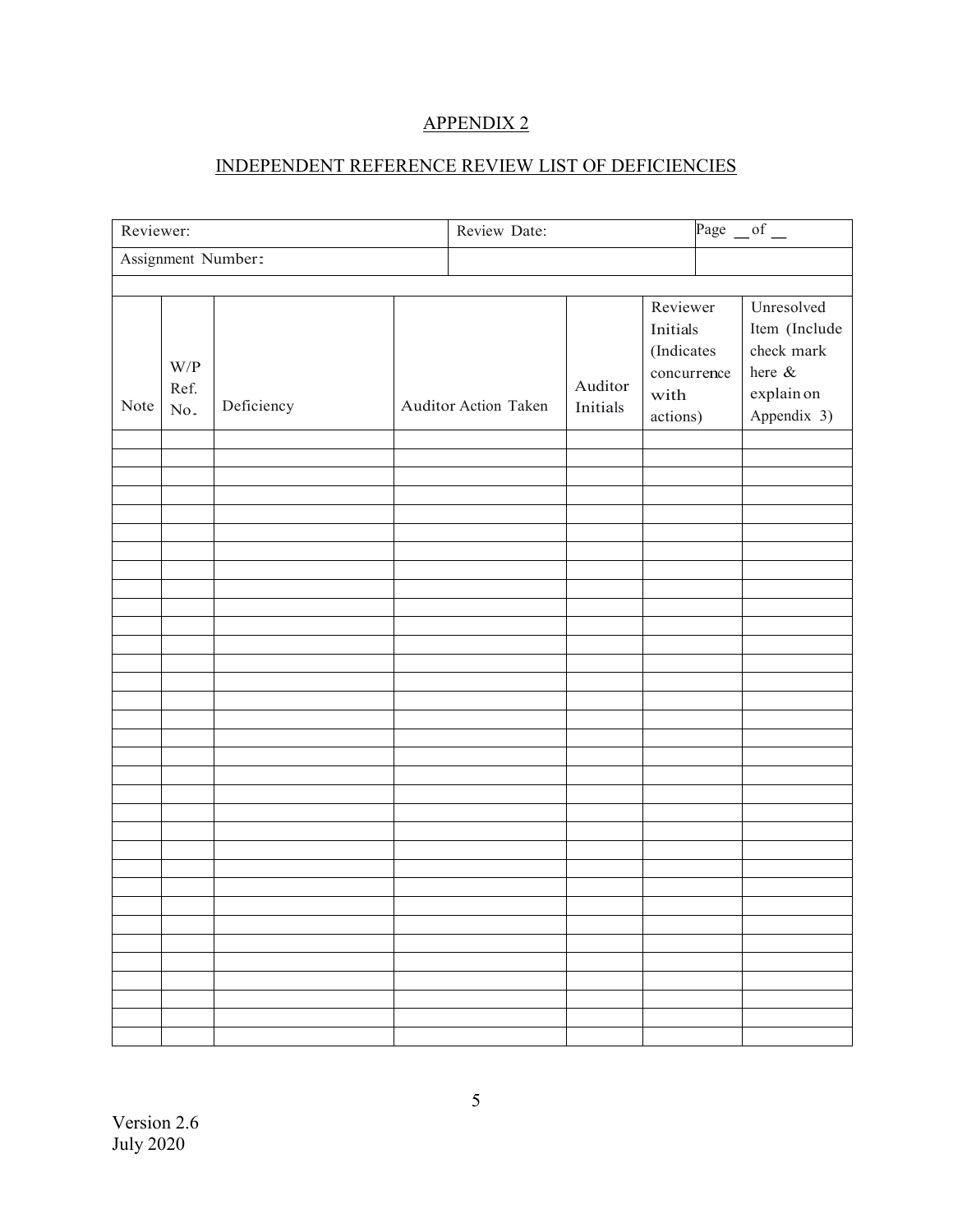# APPENDIX 2

## INDEPENDENT REFERENCE REVIEW LIST OF DEFICIENCIES

| Reviewer: | | | Review Date: | | Page __ of __ |
|---|---|---|---|---|---|
| Assignment Number: | | | | | |

| Note | W/P Ref. No. | Deficiency | Auditor Action Taken | Auditor Initials | Reviewer Initials (Indicates concurrence with actions) | Unresolved Item (Include check mark here & explain on Appendix 3) |
|---|---|---|---|---|---|---|
| | | | | | | |
| | | | | | | |
| | | | | | | |
| | | | | | | |
| | | | | | | |
| | | | | | | |
| | | | | | | |
| | | | | | | |
| | | | | | | |
| | | | | | | |
| | | | | | | |
| | | | | | | |
| | | | | | | |
| | | | | | | |
| | | | | | | |
| | | | | | | |
| | | | | | | |
| | | | | | | |
| | | | | | | |
| | | | | | | |
| | | | | | | |
| | | | | | | |
| | | | | | | |
| | | | | | | |
| | | | | | | |
| | | | | | | |
| | | | | | | |
| | | | | | | |
| | | | | | | |
| | | | | | | |
| | | | | | | |
| | | | | | | |
| | | | | | | |

Version 2.6
July 2020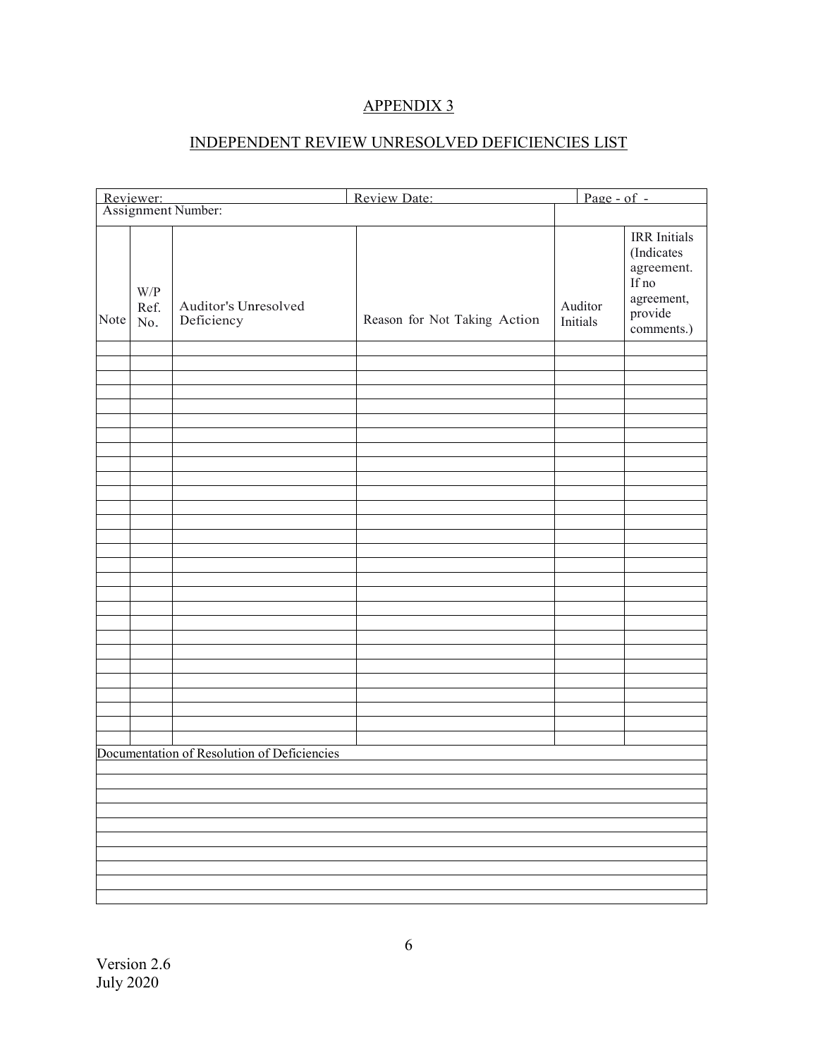APPENDIX 3

INDEPENDENT REVIEW UNRESOLVED DEFICIENCIES LIST

| Reviewer: | | | Review Date: | Page - of - | |
|---|---|---|---|---|---|
| Assignment Number: | | | | | |
| Note | W/P Ref. No. | Auditor's Unresolved Deficiency | Reason for Not Taking Action | Auditor Initials | IRR Initials (Indicates agreement. If no agreement, provide comments.) |
| | | | | | |
| | | | | | |
| | | | | | |
| | | | | | |
| | | | | | |
| | | | | | |
| | | | | | |
| | | | | | |
| | | | | | |
| | | | | | |
| | | | | | |
| | | | | | |
| | | | | | |
| | | | | | |
| | | | | | |
| | | | | | |
| | | | | | |
| | | | | | |
| | | | | | |
| | | | | | |
| | | | | | |
| | | | | | |
| | | | | | |
| | | | | | |
| | | | | | |
| | | | | | |
| | | | | | |
| | | | | | |
| Documentation of Resolution of Deficiencies | | | | | |
| | | | | | |
| | | | | | |
| | | | | | |
| | | | | | |
| | | | | | |
| | | | | | |
| | | | | | |
| | | | | | |
| | | | | | |
| | | | | | |

Version 2.6
July 2020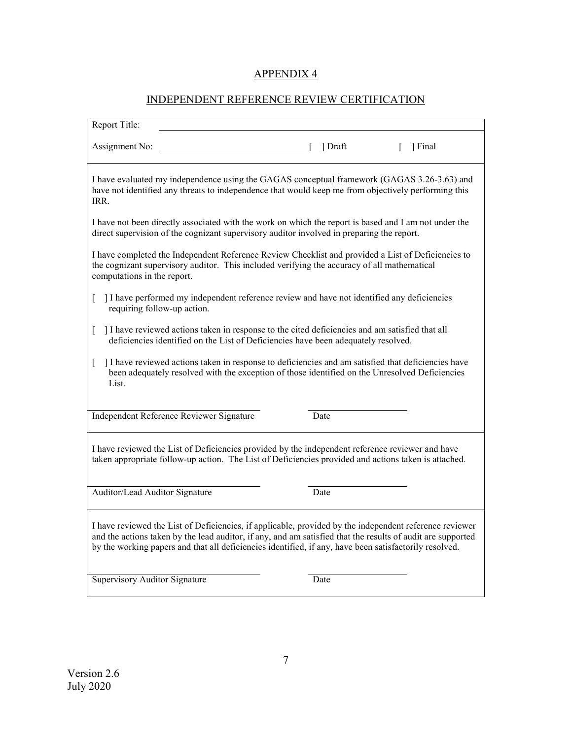# APPENDIX 4

## INDEPENDENT REFERENCE REVIEW CERTIFICATION

Report Title: ______________________________

Assignment No: ______________________________ [ ] Draft [ ] Final

I have evaluated my independence using the GAGAS conceptual framework (GAGAS 3.26-3.63) and have not identified any threats to independence that would keep me from objectively performing this IRR.

I have not been directly associated with the work on which the report is based and I am not under the direct supervision of the cognizant supervisory auditor involved in preparing the report.

I have completed the Independent Reference Review Checklist and provided a List of Deficiencies to the cognizant supervisory auditor. This included verifying the accuracy of all mathematical computations in the report.

[ ] I have performed my independent reference review and have not identified any deficiencies requiring follow-up action.

[ ] I have reviewed actions taken in response to the cited deficiencies and am satisfied that all deficiencies identified on the List of Deficiencies have been adequately resolved.

[ ] I have reviewed actions taken in response to deficiencies and am satisfied that deficiencies have been adequately resolved with the exception of those identified on the Unresolved Deficiencies List.

______________________________ ______________________
Independent Reference Reviewer Signature Date

---

I have reviewed the List of Deficiencies provided by the independent reference reviewer and have taken appropriate follow-up action. The List of Deficiencies provided and actions taken is attached.

______________________________ ______________________
Auditor/Lead Auditor Signature Date

---

I have reviewed the List of Deficiencies, if applicable, provided by the independent reference reviewer and the actions taken by the lead auditor, if any, and am satisfied that the results of audit are supported by the working papers and that all deficiencies identified, if any, have been satisfactorily resolved.

______________________________ ______________________
Supervisory Auditor Signature Date

Version 2.6
July 2020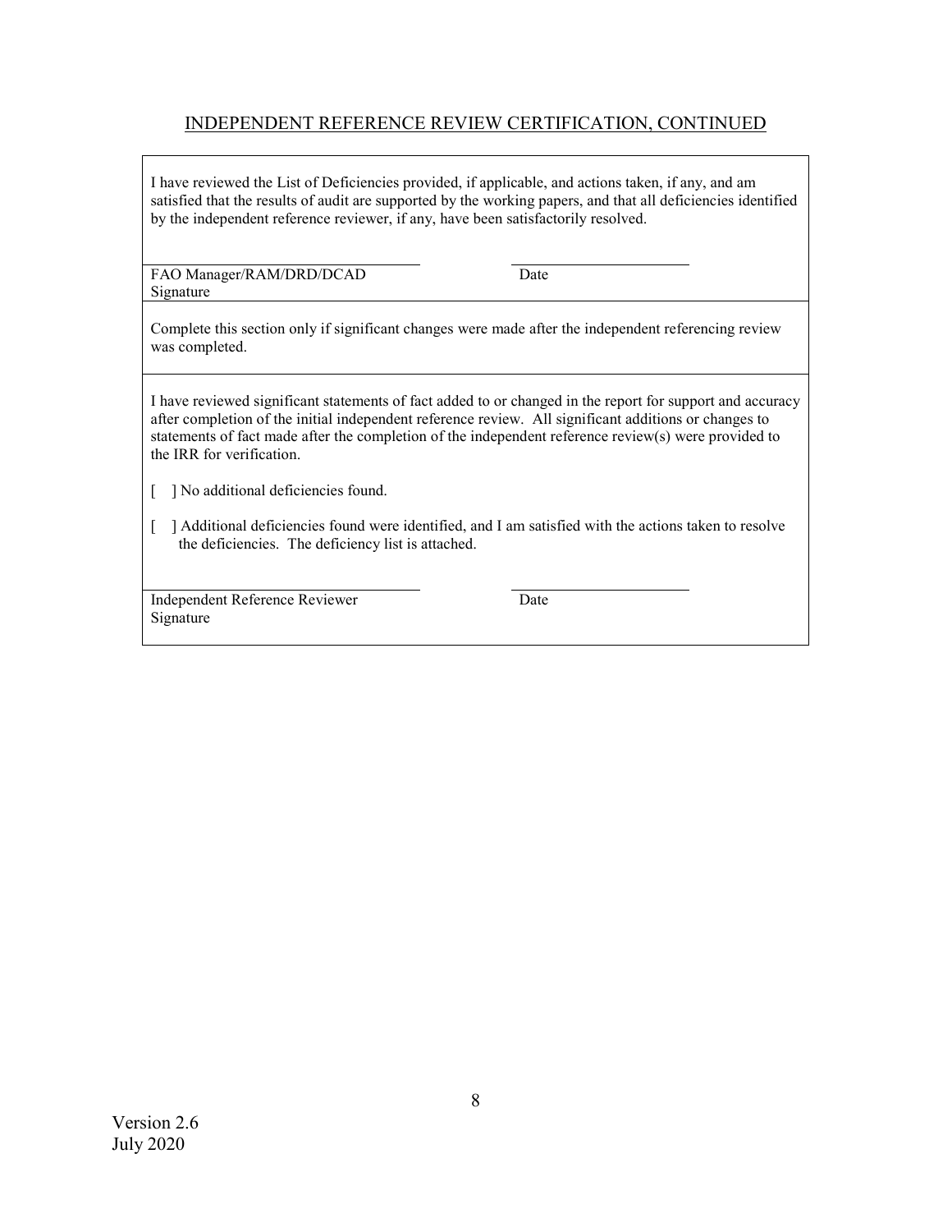## INDEPENDENT REFERENCE REVIEW CERTIFICATION, CONTINUED

I have reviewed the List of Deficiencies provided, if applicable, and actions taken, if any, and am satisfied that the results of audit are supported by the working papers, and that all deficiencies identified by the independent reference reviewer, if any, have been satisfactorily resolved.

\_\_\_\_\_\_\_\_\_\_\_\_\_\_\_\_\_\_\_\_\_\_\_\_\_\_\_\_\_\_ \_\_\_\_\_\_\_\_\_\_\_\_\_\_\_\_\_\_\_\_

FAO Manager/RAM/DRD/DCAD Signature Date

Complete this section only if significant changes were made after the independent referencing review was completed.

I have reviewed significant statements of fact added to or changed in the report for support and accuracy after completion of the initial independent reference review. All significant additions or changes to statements of fact made after the completion of the independent reference review(s) were provided to the IRR for verification.

[ ] No additional deficiencies found.

[ ] Additional deficiencies found were identified, and I am satisfied with the actions taken to resolve the deficiencies. The deficiency list is attached.

\_\_\_\_\_\_\_\_\_\_\_\_\_\_\_\_\_\_\_\_\_\_\_\_\_\_\_\_\_\_ \_\_\_\_\_\_\_\_\_\_\_\_\_\_\_\_\_\_\_\_

Independent Reference Reviewer Signature Date

Version 2.6
July 2020